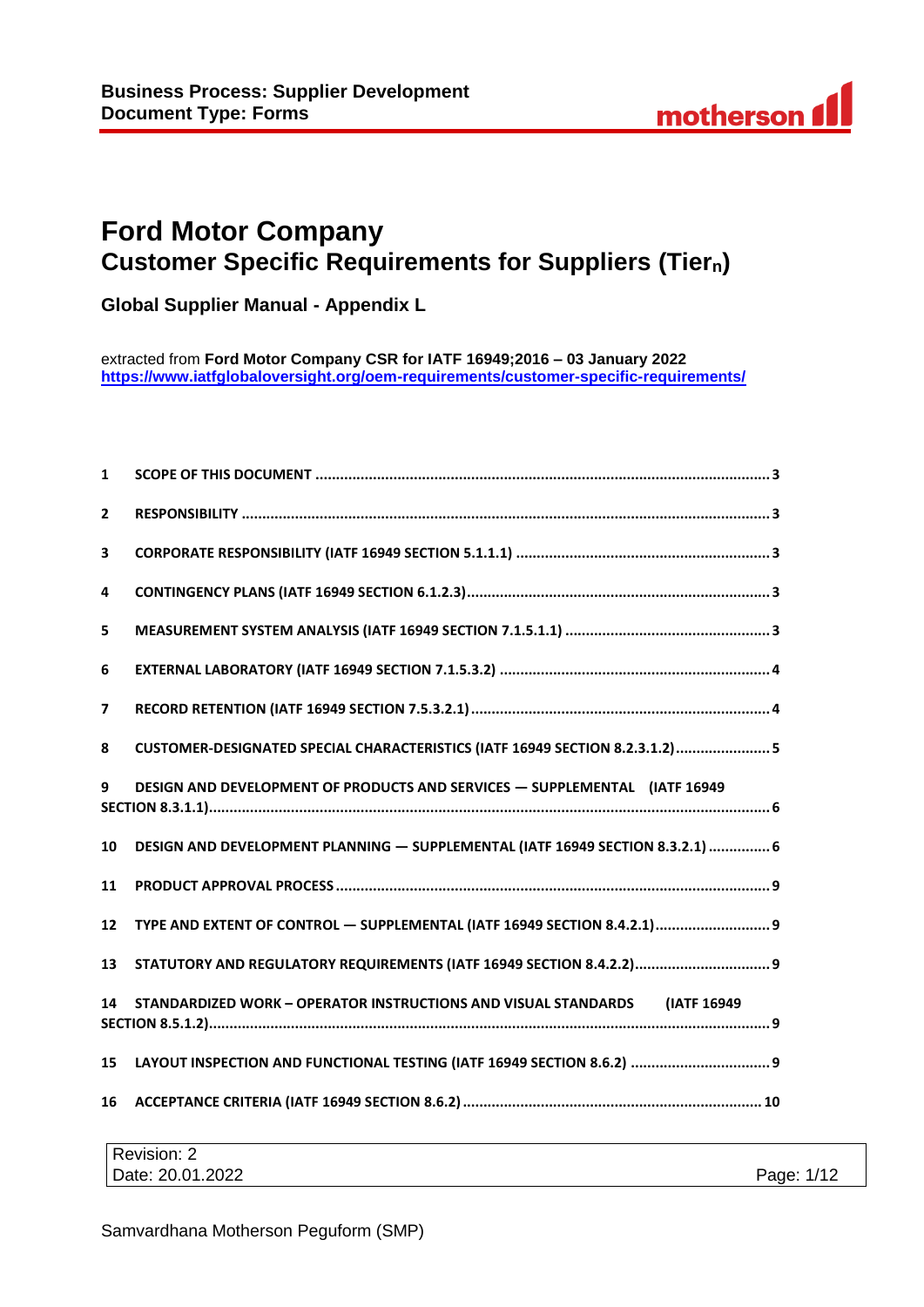# Ford Motor Company
## Customer Specific Requirements for Suppliers (Tier$_n$)

**Global Supplier Manual - Appendix L**

extracted from **Ford Motor Company CSR for IATF 16949;2016 – 03 January 2022**
**https://www.iatfglobaloversight.org/oem-requirements/customer-specific-requirements/**

| | | |
|---|---|---|
| 1 | SCOPE OF THIS DOCUMENT | 3 |
| 2 | RESPONSIBILITY | 3 |
| 3 | CORPORATE RESPONSIBILITY (IATF 16949 SECTION 5.1.1.1) | 3 |
| 4 | CONTINGENCY PLANS (IATF 16949 SECTION 6.1.2.3) | 3 |
| 5 | MEASUREMENT SYSTEM ANALYSIS (IATF 16949 SECTION 7.1.5.1.1) | 3 |
| 6 | EXTERNAL LABORATORY (IATF 16949 SECTION 7.1.5.3.2) | 4 |
| 7 | RECORD RETENTION (IATF 16949 SECTION 7.5.3.2.1) | 4 |
| 8 | CUSTOMER-DESIGNATED SPECIAL CHARACTERISTICS (IATF 16949 SECTION 8.2.3.1.2) | 5 |
| 9 | DESIGN AND DEVELOPMENT OF PRODUCTS AND SERVICES — SUPPLEMENTAL (IATF 16949 SECTION 8.3.1.1) | 6 |
| 10 | DESIGN AND DEVELOPMENT PLANNING — SUPPLEMENTAL (IATF 16949 SECTION 8.3.2.1) | 6 |
| 11 | PRODUCT APPROVAL PROCESS | 9 |
| 12 | TYPE AND EXTENT OF CONTROL — SUPPLEMENTAL (IATF 16949 SECTION 8.4.2.1) | 9 |
| 13 | STATUTORY AND REGULATORY REQUIREMENTS (IATF 16949 SECTION 8.4.2.2) | 9 |
| 14 | STANDARDIZED WORK – OPERATOR INSTRUCTIONS AND VISUAL STANDARDS (IATF 16949 SECTION 8.5.1.2) | 9 |
| 15 | LAYOUT INSPECTION AND FUNCTIONAL TESTING (IATF 16949 SECTION 8.6.2) | 9 |
| 16 | ACCEPTANCE CRITERIA (IATF 16949 SECTION 8.6.2) | 10 |

Revision: 2
Date: 20.01.2022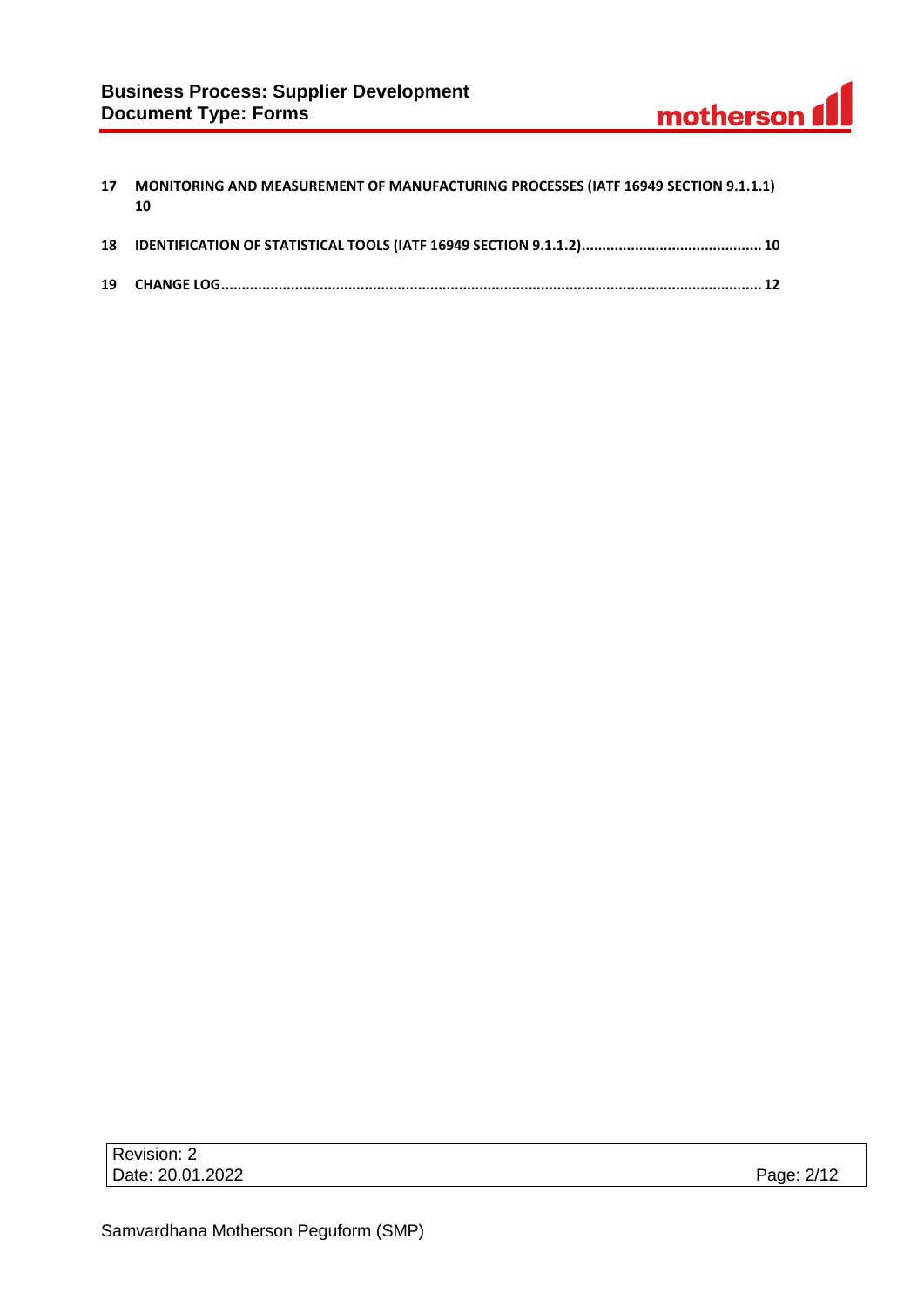17 MONITORING AND MEASUREMENT OF MANUFACTURING PROCESSES (IATF 16949 SECTION 9.1.1.1) 10

18 IDENTIFICATION OF STATISTICAL TOOLS (IATF 16949 SECTION 9.1.1.2) ........................................... 10

19 CHANGE LOG ........................................................................................................................... 12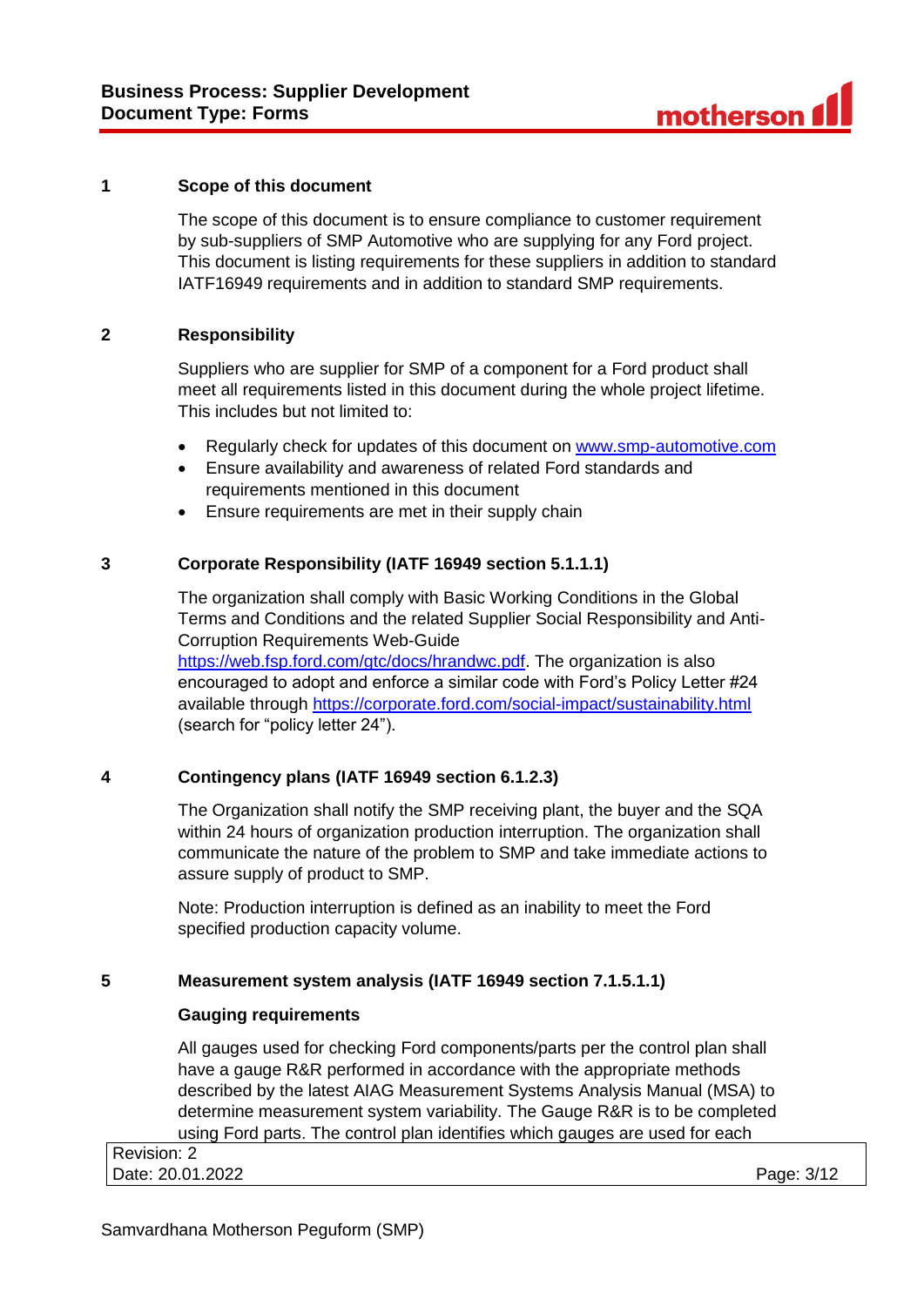## 1 Scope of this document

The scope of this document is to ensure compliance to customer requirement by sub-suppliers of SMP Automotive who are supplying for any Ford project. This document is listing requirements for these suppliers in addition to standard IATF16949 requirements and in addition to standard SMP requirements.

## 2 Responsibility

Suppliers who are supplier for SMP of a component for a Ford product shall meet all requirements listed in this document during the whole project lifetime. This includes but not limited to:

- Regularly check for updates of this document on [www.smp-automotive.com](http://www.smp-automotive.com)
- Ensure availability and awareness of related Ford standards and requirements mentioned in this document
- Ensure requirements are met in their supply chain

## 3 Corporate Responsibility (IATF 16949 section 5.1.1.1)

The organization shall comply with Basic Working Conditions in the Global Terms and Conditions and the related Supplier Social Responsibility and Anti-Corruption Requirements Web-Guide [https://web.fsp.ford.com/gtc/docs/hrandwc.pdf](https://web.fsp.ford.com/gtc/docs/hrandwc.pdf). The organization is also encouraged to adopt and enforce a similar code with Ford's Policy Letter #24 available through [https://corporate.ford.com/social-impact/sustainability.html](https://corporate.ford.com/social-impact/sustainability.html) (search for "policy letter 24").

## 4 Contingency plans (IATF 16949 section 6.1.2.3)

The Organization shall notify the SMP receiving plant, the buyer and the SQA within 24 hours of organization production interruption. The organization shall communicate the nature of the problem to SMP and take immediate actions to assure supply of product to SMP.

Note: Production interruption is defined as an inability to meet the Ford specified production capacity volume.

## 5 Measurement system analysis (IATF 16949 section 7.1.5.1.1)

### Gauging requirements

All gauges used for checking Ford components/parts per the control plan shall have a gauge R&R performed in accordance with the appropriate methods described by the latest AIAG Measurement Systems Analysis Manual (MSA) to determine measurement system variability. The Gauge R&R is to be completed using Ford parts. The control plan identifies which gauges are used for each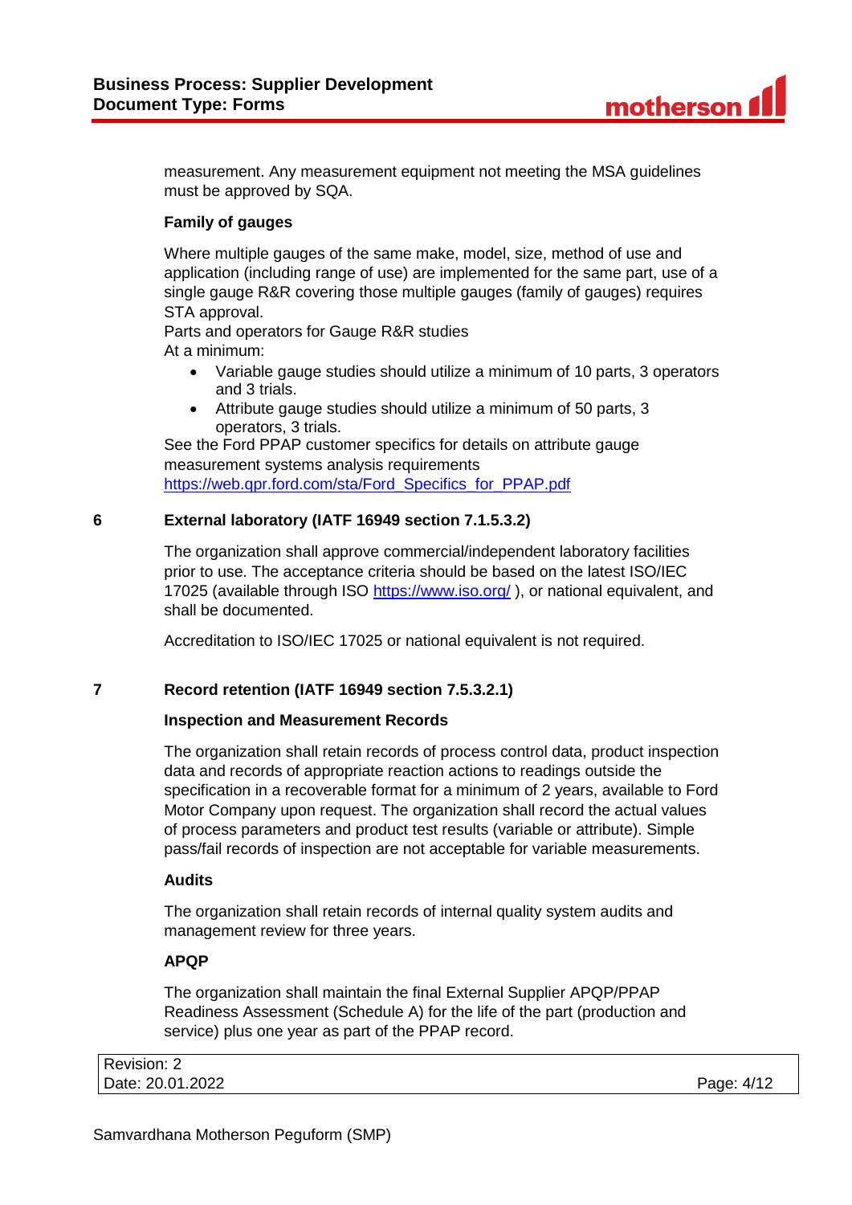measurement. Any measurement equipment not meeting the MSA guidelines must be approved by SQA.

**Family of gauges**

Where multiple gauges of the same make, model, size, method of use and application (including range of use) are implemented for the same part, use of a single gauge R&R covering those multiple gauges (family of gauges) requires STA approval.
Parts and operators for Gauge R&R studies
At a minimum:

- Variable gauge studies should utilize a minimum of 10 parts, 3 operators and 3 trials.
- Attribute gauge studies should utilize a minimum of 50 parts, 3 operators, 3 trials.

See the Ford PPAP customer specifics for details on attribute gauge measurement systems analysis requirements
https://web.qpr.ford.com/sta/Ford_Specifics_for_PPAP.pdf

## 6 External laboratory (IATF 16949 section 7.1.5.3.2)

The organization shall approve commercial/independent laboratory facilities prior to use. The acceptance criteria should be based on the latest ISO/IEC 17025 (available through ISO https://www.iso.org/ ), or national equivalent, and shall be documented.

Accreditation to ISO/IEC 17025 or national equivalent is not required.

## 7 Record retention (IATF 16949 section 7.5.3.2.1)

**Inspection and Measurement Records**

The organization shall retain records of process control data, product inspection data and records of appropriate reaction actions to readings outside the specification in a recoverable format for a minimum of 2 years, available to Ford Motor Company upon request. The organization shall record the actual values of process parameters and product test results (variable or attribute). Simple pass/fail records of inspection are not acceptable for variable measurements.

**Audits**

The organization shall retain records of internal quality system audits and management review for three years.

**APQP**

The organization shall maintain the final External Supplier APQP/PPAP Readiness Assessment (Schedule A) for the life of the part (production and service) plus one year as part of the PPAP record.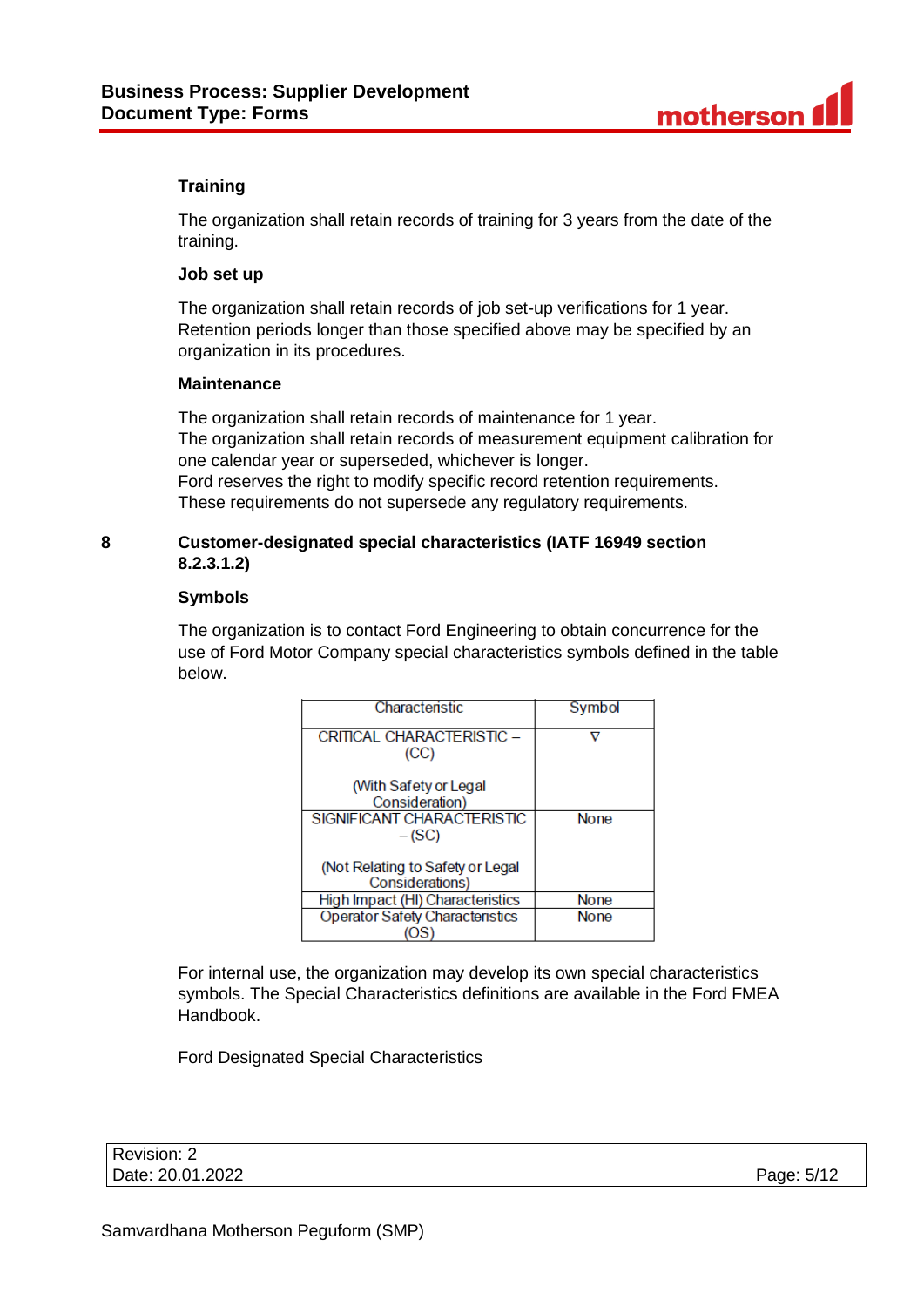### Training

The organization shall retain records of training for 3 years from the date of the training.

### Job set up

The organization shall retain records of job set-up verifications for 1 year.
Retention periods longer than those specified above may be specified by an organization in its procedures.

### Maintenance

The organization shall retain records of maintenance for 1 year.
The organization shall retain records of measurement equipment calibration for one calendar year or superseded, whichever is longer.
Ford reserves the right to modify specific record retention requirements.
These requirements do not supersede any regulatory requirements.

## 8 Customer-designated special characteristics (IATF 16949 section 8.2.3.1.2)

### Symbols

The organization is to contact Ford Engineering to obtain concurrence for the use of Ford Motor Company special characteristics symbols defined in the table below.

| Characteristic | Symbol |
|---|---|
| CRITICAL CHARACTERISTIC – (CC)<br><br>(With Safety or Legal Consideration) | ∇ |
| SIGNIFICANT CHARACTERISTIC – (SC)<br><br>(Not Relating to Safety or Legal Considerations) | None |
| High Impact (HI) Characteristics | None |
| Operator Safety Characteristics (OS) | None |

For internal use, the organization may develop its own special characteristics symbols. The Special Characteristics definitions are available in the Ford FMEA Handbook.

Ford Designated Special Characteristics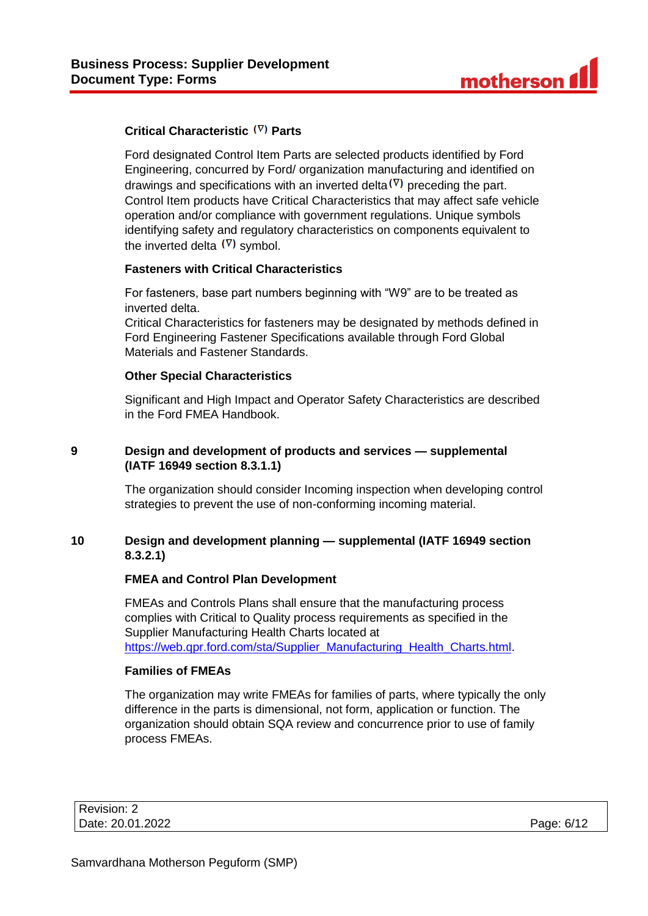### Critical Characteristic (∇) Parts

Ford designated Control Item Parts are selected products identified by Ford Engineering, concurred by Ford/ organization manufacturing and identified on drawings and specifications with an inverted delta (∇) preceding the part. Control Item products have Critical Characteristics that may affect safe vehicle operation and/or compliance with government regulations. Unique symbols identifying safety and regulatory characteristics on components equivalent to the inverted delta (∇) symbol.

### Fasteners with Critical Characteristics

For fasteners, base part numbers beginning with "W9" are to be treated as inverted delta.
Critical Characteristics for fasteners may be designated by methods defined in Ford Engineering Fastener Specifications available through Ford Global Materials and Fastener Standards.

### Other Special Characteristics

Significant and High Impact and Operator Safety Characteristics are described in the Ford FMEA Handbook.

## 9 Design and development of products and services — supplemental (IATF 16949 section 8.3.1.1)

The organization should consider Incoming inspection when developing control strategies to prevent the use of non-conforming incoming material.

## 10 Design and development planning — supplemental (IATF 16949 section 8.3.2.1)

### FMEA and Control Plan Development

FMEAs and Controls Plans shall ensure that the manufacturing process complies with Critical to Quality process requirements as specified in the Supplier Manufacturing Health Charts located at https://web.qpr.ford.com/sta/Supplier_Manufacturing_Health_Charts.html.

### Families of FMEAs

The organization may write FMEAs for families of parts, where typically the only difference in the parts is dimensional, not form, application or function. The organization should obtain SQA review and concurrence prior to use of family process FMEAs.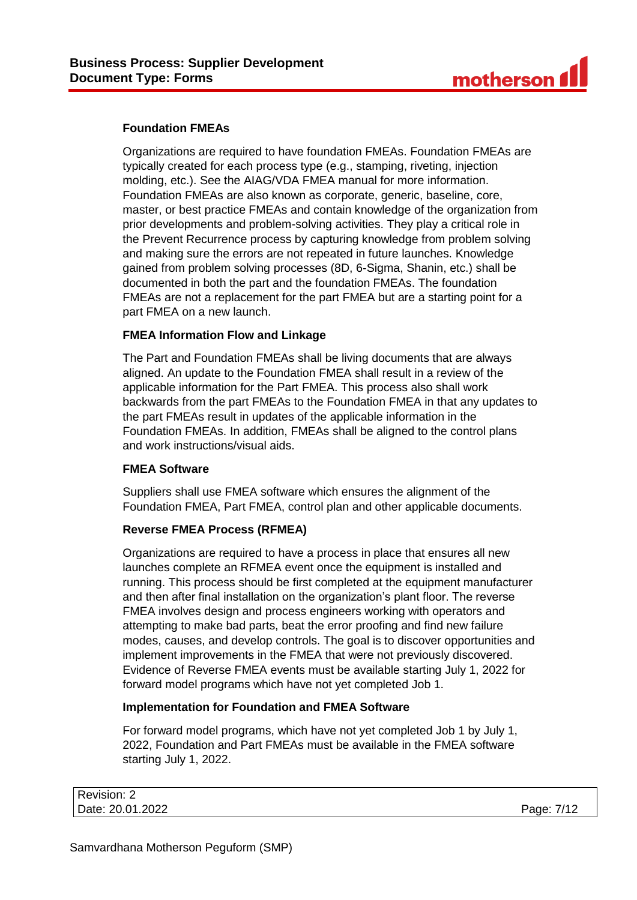### Foundation FMEAs

Organizations are required to have foundation FMEAs. Foundation FMEAs are typically created for each process type (e.g., stamping, riveting, injection molding, etc.). See the AIAG/VDA FMEA manual for more information. Foundation FMEAs are also known as corporate, generic, baseline, core, master, or best practice FMEAs and contain knowledge of the organization from prior developments and problem-solving activities. They play a critical role in the Prevent Recurrence process by capturing knowledge from problem solving and making sure the errors are not repeated in future launches. Knowledge gained from problem solving processes (8D, 6-Sigma, Shanin, etc.) shall be documented in both the part and the foundation FMEAs. The foundation FMEAs are not a replacement for the part FMEA but are a starting point for a part FMEA on a new launch.

### FMEA Information Flow and Linkage

The Part and Foundation FMEAs shall be living documents that are always aligned. An update to the Foundation FMEA shall result in a review of the applicable information for the Part FMEA. This process also shall work backwards from the part FMEAs to the Foundation FMEA in that any updates to the part FMEAs result in updates of the applicable information in the Foundation FMEAs. In addition, FMEAs shall be aligned to the control plans and work instructions/visual aids.

### FMEA Software

Suppliers shall use FMEA software which ensures the alignment of the Foundation FMEA, Part FMEA, control plan and other applicable documents.

### Reverse FMEA Process (RFMEA)

Organizations are required to have a process in place that ensures all new launches complete an RFMEA event once the equipment is installed and running. This process should be first completed at the equipment manufacturer and then after final installation on the organization's plant floor. The reverse FMEA involves design and process engineers working with operators and attempting to make bad parts, beat the error proofing and find new failure modes, causes, and develop controls. The goal is to discover opportunities and implement improvements in the FMEA that were not previously discovered. Evidence of Reverse FMEA events must be available starting July 1, 2022 for forward model programs which have not yet completed Job 1.

### Implementation for Foundation and FMEA Software

For forward model programs, which have not yet completed Job 1 by July 1, 2022, Foundation and Part FMEAs must be available in the FMEA software starting July 1, 2022.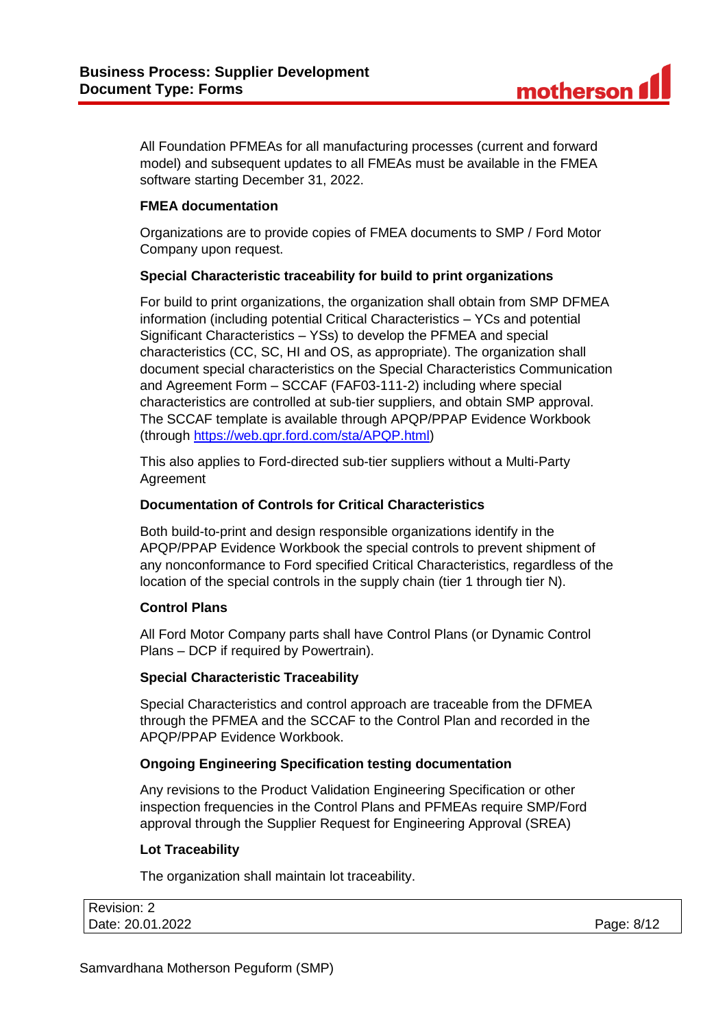All Foundation PFMEAs for all manufacturing processes (current and forward model) and subsequent updates to all FMEAs must be available in the FMEA software starting December 31, 2022.

**FMEA documentation**

Organizations are to provide copies of FMEA documents to SMP / Ford Motor Company upon request.

**Special Characteristic traceability for build to print organizations**

For build to print organizations, the organization shall obtain from SMP DFMEA information (including potential Critical Characteristics – YCs and potential Significant Characteristics – YSs) to develop the PFMEA and special characteristics (CC, SC, HI and OS, as appropriate). The organization shall document special characteristics on the Special Characteristics Communication and Agreement Form – SCCAF (FAF03-111-2) including where special characteristics are controlled at sub-tier suppliers, and obtain SMP approval. The SCCAF template is available through APQP/PPAP Evidence Workbook (through [https://web.qpr.ford.com/sta/APQP.html](https://web.qpr.ford.com/sta/APQP.html))

This also applies to Ford-directed sub-tier suppliers without a Multi-Party Agreement

**Documentation of Controls for Critical Characteristics**

Both build-to-print and design responsible organizations identify in the APQP/PPAP Evidence Workbook the special controls to prevent shipment of any nonconformance to Ford specified Critical Characteristics, regardless of the location of the special controls in the supply chain (tier 1 through tier N).

**Control Plans**

All Ford Motor Company parts shall have Control Plans (or Dynamic Control Plans – DCP if required by Powertrain).

**Special Characteristic Traceability**

Special Characteristics and control approach are traceable from the DFMEA through the PFMEA and the SCCAF to the Control Plan and recorded in the APQP/PPAP Evidence Workbook.

**Ongoing Engineering Specification testing documentation**

Any revisions to the Product Validation Engineering Specification or other inspection frequencies in the Control Plans and PFMEAs require SMP/Ford approval through the Supplier Request for Engineering Approval (SREA)

**Lot Traceability**

The organization shall maintain lot traceability.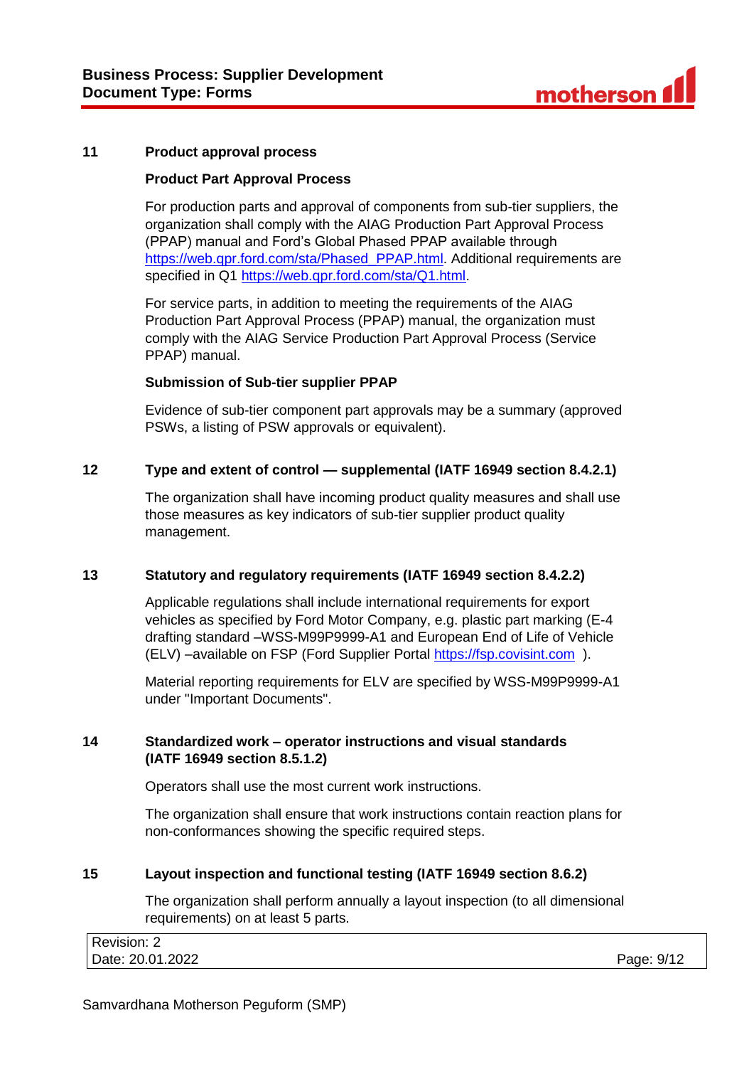## 11 Product approval process

### Product Part Approval Process

For production parts and approval of components from sub-tier suppliers, the organization shall comply with the AIAG Production Part Approval Process (PPAP) manual and Ford's Global Phased PPAP available through https://web.qpr.ford.com/sta/Phased_PPAP.html. Additional requirements are specified in Q1 https://web.qpr.ford.com/sta/Q1.html.

For service parts, in addition to meeting the requirements of the AIAG Production Part Approval Process (PPAP) manual, the organization must comply with the AIAG Service Production Part Approval Process (Service PPAP) manual.

### Submission of Sub-tier supplier PPAP

Evidence of sub-tier component part approvals may be a summary (approved PSWs, a listing of PSW approvals or equivalent).

## 12 Type and extent of control — supplemental (IATF 16949 section 8.4.2.1)

The organization shall have incoming product quality measures and shall use those measures as key indicators of sub-tier supplier product quality management.

## 13 Statutory and regulatory requirements (IATF 16949 section 8.4.2.2)

Applicable regulations shall include international requirements for export vehicles as specified by Ford Motor Company, e.g. plastic part marking (E-4 drafting standard –WSS-M99P9999-A1 and European End of Life of Vehicle (ELV) –available on FSP (Ford Supplier Portal https://fsp.covisint.com ).

Material reporting requirements for ELV are specified by WSS-M99P9999-A1 under "Important Documents".

## 14 Standardized work – operator instructions and visual standards (IATF 16949 section 8.5.1.2)

Operators shall use the most current work instructions.

The organization shall ensure that work instructions contain reaction plans for non-conformances showing the specific required steps.

## 15 Layout inspection and functional testing (IATF 16949 section 8.6.2)

The organization shall perform annually a layout inspection (to all dimensional requirements) on at least 5 parts.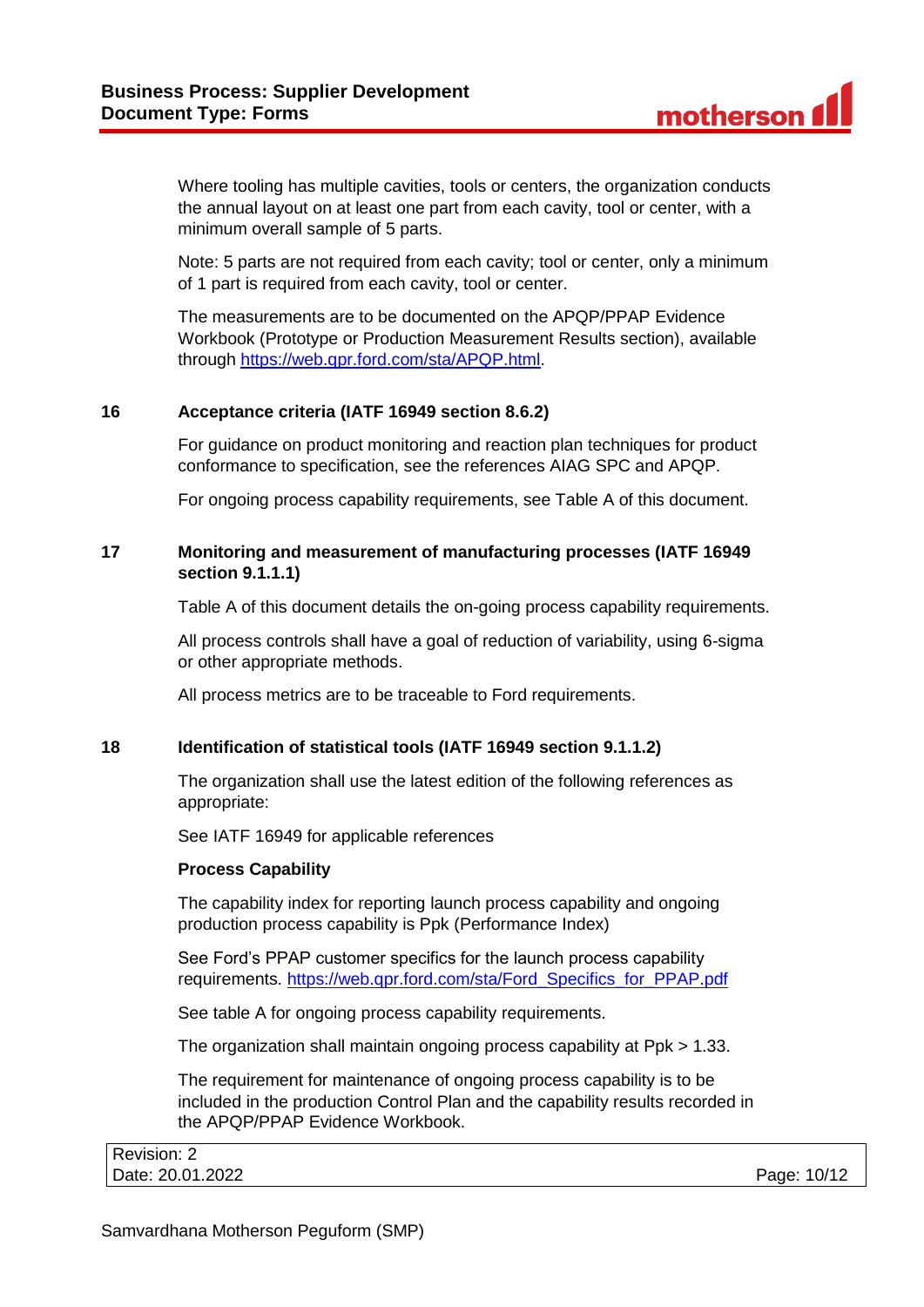Where tooling has multiple cavities, tools or centers, the organization conducts the annual layout on at least one part from each cavity, tool or center, with a minimum overall sample of 5 parts.

Note: 5 parts are not required from each cavity; tool or center, only a minimum of 1 part is required from each cavity, tool or center.

The measurements are to be documented on the APQP/PPAP Evidence Workbook (Prototype or Production Measurement Results section), available through https://web.qpr.ford.com/sta/APQP.html.

## 16 Acceptance criteria (IATF 16949 section 8.6.2)

For guidance on product monitoring and reaction plan techniques for product conformance to specification, see the references AIAG SPC and APQP.

For ongoing process capability requirements, see Table A of this document.

## 17 Monitoring and measurement of manufacturing processes (IATF 16949 section 9.1.1.1)

Table A of this document details the on-going process capability requirements.

All process controls shall have a goal of reduction of variability, using 6-sigma or other appropriate methods.

All process metrics are to be traceable to Ford requirements.

## 18 Identification of statistical tools (IATF 16949 section 9.1.1.2)

The organization shall use the latest edition of the following references as appropriate:

See IATF 16949 for applicable references

**Process Capability**

The capability index for reporting launch process capability and ongoing production process capability is Ppk (Performance Index)

See Ford's PPAP customer specifics for the launch process capability requirements. https://web.qpr.ford.com/sta/Ford_Specifics_for_PPAP.pdf

See table A for ongoing process capability requirements.

The organization shall maintain ongoing process capability at Ppk > 1.33.

The requirement for maintenance of ongoing process capability is to be included in the production Control Plan and the capability results recorded in the APQP/PPAP Evidence Workbook.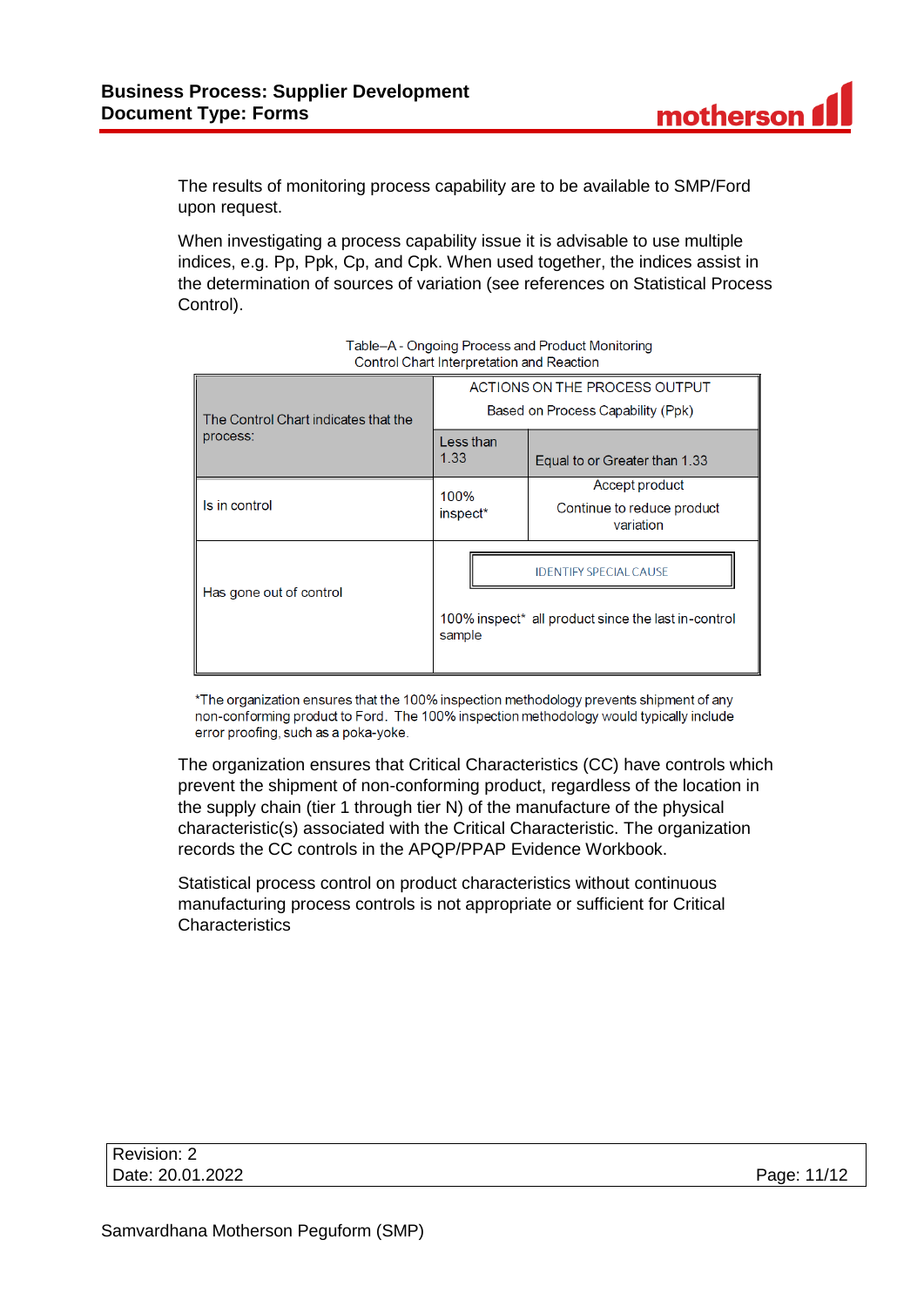The results of monitoring process capability are to be available to SMP/Ford upon request.

When investigating a process capability issue it is advisable to use multiple indices, e.g. Pp, Ppk, Cp, and Cpk. When used together, the indices assist in the determination of sources of variation (see references on Statistical Process Control).

Table–A - Ongoing Process and Product Monitoring
Control Chart Interpretation and Reaction

| The Control Chart indicates that the process: | ACTIONS ON THE PROCESS OUTPUT<br>Based on Process Capability (Ppk) | |
|---|---|---|
| | Less than 1.33 | Equal to or Greater than 1.33 |
| Is in control | 100% inspect* | Accept product<br>Continue to reduce product variation |
| Has gone out of control | IDENTIFY SPECIAL CAUSE<br>100% inspect* all product since the last in-control sample | |

*The organization ensures that the 100% inspection methodology prevents shipment of any non-conforming product to Ford. The 100% inspection methodology would typically include error proofing, such as a poka-yoke.

The organization ensures that Critical Characteristics (CC) have controls which prevent the shipment of non-conforming product, regardless of the location in the supply chain (tier 1 through tier N) of the manufacture of the physical characteristic(s) associated with the Critical Characteristic. The organization records the CC controls in the APQP/PPAP Evidence Workbook.

Statistical process control on product characteristics without continuous manufacturing process controls is not appropriate or sufficient for Critical Characteristics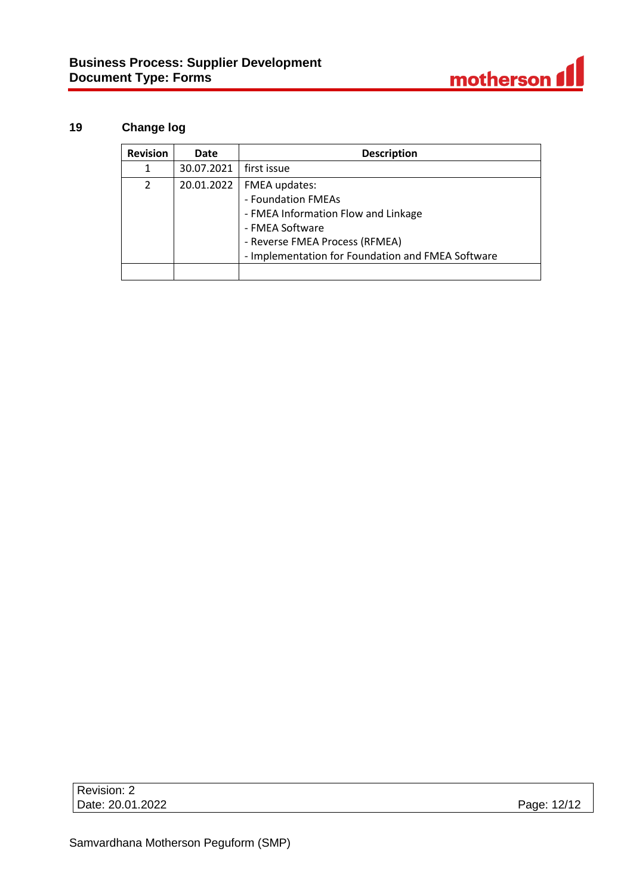## 19 Change log

| Revision | Date | Description |
|---|---|---|
| 1 | 30.07.2021 | first issue |
| 2 | 20.01.2022 | FMEA updates:<br>- Foundation FMEAs<br>- FMEA Information Flow and Linkage<br>- FMEA Software<br>- Reverse FMEA Process (RFMEA)<br>- Implementation for Foundation and FMEA Software |
| | | |